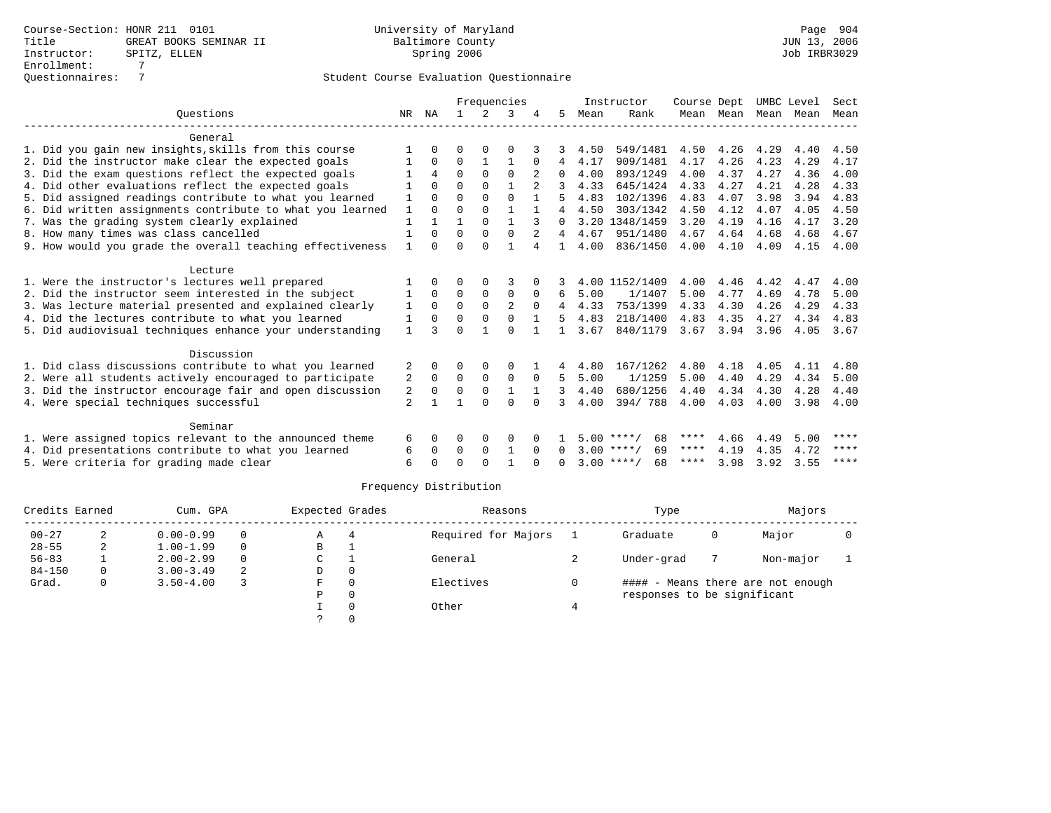Course-Section: HONR 211 0101
Title: GREAT BOOKS SEMINAR II
Instructor: SPITZ, ELLEN
Enrollment: 7
Questionnaires: 7

University of Maryland
Baltimore County
Spring 2006

JUN 13, 2006
Job IRBR3029

## Student Course Evaluation Questionnaire

| Questions | NR | NA | 1 | 2 | 3 | 4 | 5 | Instructor Mean | Instructor Rank | Course Mean | Dept Mean | UMBC Level Mean | Level Mean | Sect Mean |
|---|---|---|---|---|---|---|---|---|---|---|---|---|---|---|
| **General** | | | | | | | | | | | | | | |
| 1. Did you gain new insights,skills from this course | 1 | 0 | 0 | 0 | 0 | 3 | 3 | 4.50 | 549/1481 | 4.50 | 4.26 | 4.29 | 4.40 | 4.50 |
| 2. Did the instructor make clear the expected goals | 1 | 0 | 0 | 1 | 1 | 0 | 4 | 4.17 | 909/1481 | 4.17 | 4.26 | 4.23 | 4.29 | 4.17 |
| 3. Did the exam questions reflect the expected goals | 1 | 4 | 0 | 0 | 0 | 2 | 0 | 4.00 | 893/1249 | 4.00 | 4.37 | 4.27 | 4.36 | 4.00 |
| 4. Did other evaluations reflect the expected goals | 1 | 0 | 0 | 0 | 1 | 2 | 3 | 4.33 | 645/1424 | 4.33 | 4.27 | 4.21 | 4.28 | 4.33 |
| 5. Did assigned readings contribute to what you learned | 1 | 0 | 0 | 0 | 0 | 1 | 5 | 4.83 | 102/1396 | 4.83 | 4.07 | 3.98 | 3.94 | 4.83 |
| 6. Did written assignments contribute to what you learned | 1 | 0 | 0 | 0 | 1 | 1 | 4 | 4.50 | 303/1342 | 4.50 | 4.12 | 4.07 | 4.05 | 4.50 |
| 7. Was the grading system clearly explained | 1 | 1 | 1 | 0 | 1 | 3 | 0 | 3.20 | 1348/1459 | 3.20 | 4.19 | 4.16 | 4.17 | 3.20 |
| 8. How many times was class cancelled | 1 | 0 | 0 | 0 | 0 | 2 | 4 | 4.67 | 951/1480 | 4.67 | 4.64 | 4.68 | 4.68 | 4.67 |
| 9. How would you grade the overall teaching effectiveness | 1 | 0 | 0 | 0 | 1 | 4 | 1 | 4.00 | 836/1450 | 4.00 | 4.10 | 4.09 | 4.15 | 4.00 |
| **Lecture** | | | | | | | | | | | | | | |
| 1. Were the instructor's lectures well prepared | 1 | 0 | 0 | 0 | 3 | 0 | 3 | 4.00 | 1152/1409 | 4.00 | 4.46 | 4.42 | 4.47 | 4.00 |
| 2. Did the instructor seem interested in the subject | 1 | 0 | 0 | 0 | 0 | 0 | 6 | 5.00 | 1/1407 | 5.00 | 4.77 | 4.69 | 4.78 | 5.00 |
| 3. Was lecture material presented and explained clearly | 1 | 0 | 0 | 0 | 2 | 0 | 4 | 4.33 | 753/1399 | 4.33 | 4.30 | 4.26 | 4.29 | 4.33 |
| 4. Did the lectures contribute to what you learned | 1 | 0 | 0 | 0 | 0 | 1 | 5 | 4.83 | 218/1400 | 4.83 | 4.35 | 4.27 | 4.34 | 4.83 |
| 5. Did audiovisual techniques enhance your understanding | 1 | 3 | 0 | 1 | 0 | 1 | 1 | 3.67 | 840/1179 | 3.67 | 3.94 | 3.96 | 4.05 | 3.67 |
| **Discussion** | | | | | | | | | | | | | | |
| 1. Did class discussions contribute to what you learned | 2 | 0 | 0 | 0 | 0 | 1 | 4 | 4.80 | 167/1262 | 4.80 | 4.18 | 4.05 | 4.11 | 4.80 |
| 2. Were all students actively encouraged to participate | 2 | 0 | 0 | 0 | 0 | 0 | 5 | 5.00 | 1/1259 | 5.00 | 4.40 | 4.29 | 4.34 | 5.00 |
| 3. Did the instructor encourage fair and open discussion | 2 | 0 | 0 | 0 | 1 | 1 | 3 | 4.40 | 680/1256 | 4.40 | 4.34 | 4.30 | 4.28 | 4.40 |
| 4. Were special techniques successful | 2 | 1 | 1 | 0 | 0 | 0 | 3 | 4.00 | 394/ 788 | 4.00 | 4.03 | 4.00 | 3.98 | 4.00 |
| **Seminar** | | | | | | | | | | | | | | |
| 1. Were assigned topics relevant to the announced theme | 6 | 0 | 0 | 0 | 0 | 0 | 1 | 5.00 | ****/ 68 | **** | 4.66 | 4.49 | 5.00 | **** |
| 4. Did presentations contribute to what you learned | 6 | 0 | 0 | 0 | 1 | 0 | 0 | 3.00 | ****/ 69 | **** | 4.19 | 4.35 | 4.72 | **** |
| 5. Were criteria for grading made clear | 6 | 0 | 0 | 0 | 1 | 0 | 0 | 3.00 | ****/ 68 | **** | 3.98 | 3.92 | 3.55 | **** |

## Frequency Distribution

| Credits Earned | | Cum. GPA | | Expected Grades | | Reasons | | Type | | Majors | |
|---|---|---|---|---|---|---|---|---|---|---|---|
| 00-27 | 2 | 0.00-0.99 | 0 | A | 4 | Required for Majors | 1 | Graduate | 0 | Major | 0 |
| 28-55 | 2 | 1.00-1.99 | 0 | B | 1 | | | | | | |
| 56-83 | 1 | 2.00-2.99 | 0 | C | 1 | General | 2 | Under-grad | 7 | Non-major | 1 |
| 84-150 | 0 | 3.00-3.49 | 2 | D | 0 | | | | | | |
| Grad. | 0 | 3.50-4.00 | 3 | F | 0 | Electives | 0 | | | | |
| | | | | P | 0 | | | | | | |
| | | | | I | 0 | Other | 4 | | | | |
| | | | | ? | 0 | | | | | | |

#### - Means there are not enough responses to be significant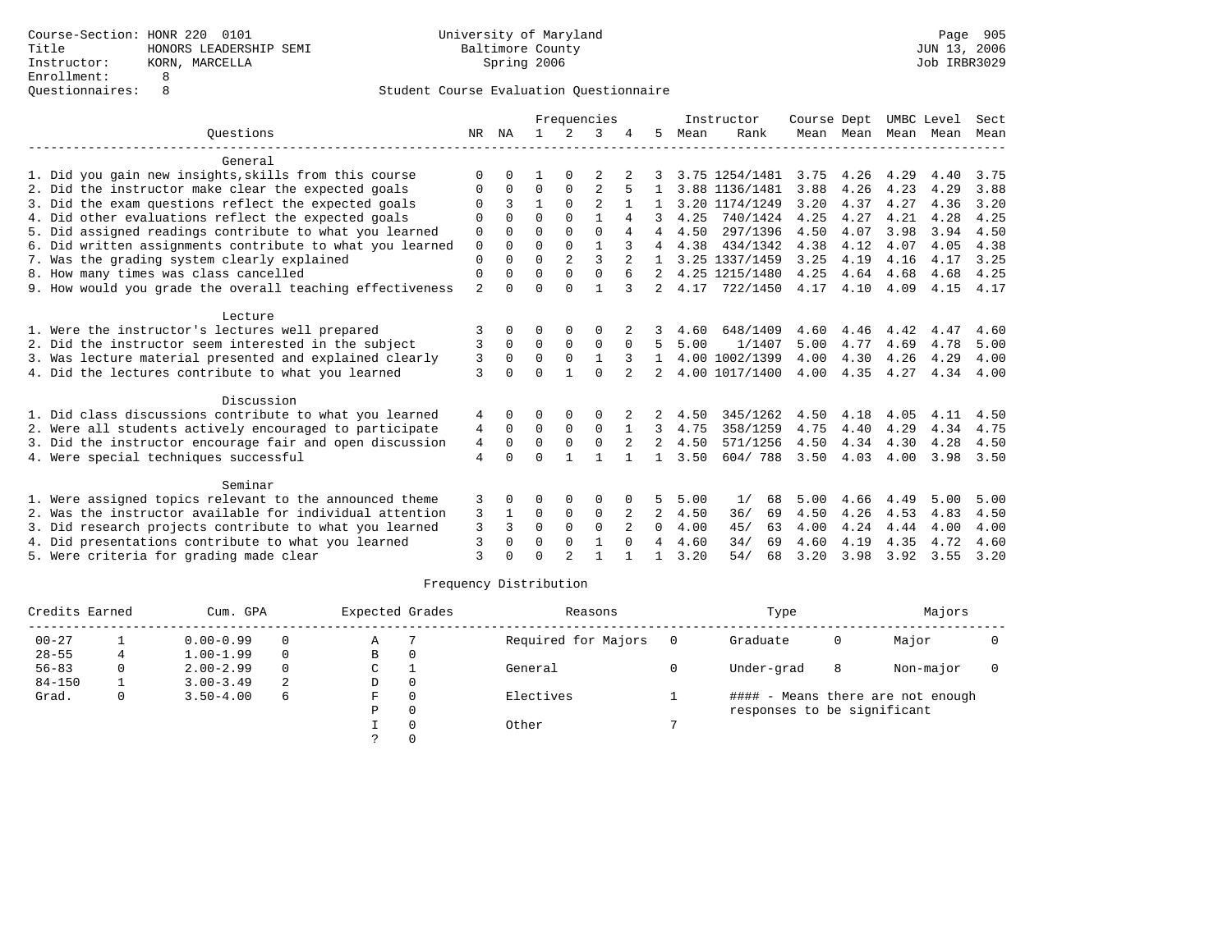Course-Section: HONR 220 0101
Title: HONORS LEADERSHIP SEMI
Instructor: KORN, MARCELLA
Enrollment: 8
Questionnaires: 8

University of Maryland
Baltimore County
Spring 2006

JUN 13, 2006
Job IRBR3029

## Student Course Evaluation Questionnaire

| Questions | NR | NA | 1 | 2 | 3 | 4 | 5 | Instructor Mean | Instructor Rank | Course Mean | Dept Mean | UMBC Mean | Level Mean | Sect Mean |
|---|---|---|---|---|---|---|---|---|---|---|---|---|---|---|
| **General** | | | | | | | | | | | | | | |
| 1. Did you gain new insights,skills from this course | 0 | 0 | 1 | 0 | 2 | 2 | 3 | 3.75 | 1254/1481 | 3.75 | 4.26 | 4.29 | 4.40 | 3.75 |
| 2. Did the instructor make clear the expected goals | 0 | 0 | 0 | 0 | 2 | 5 | 1 | 3.88 | 1136/1481 | 3.88 | 4.26 | 4.23 | 4.29 | 3.88 |
| 3. Did the exam questions reflect the expected goals | 0 | 3 | 1 | 0 | 2 | 1 | 1 | 3.20 | 1174/1249 | 3.20 | 4.37 | 4.27 | 4.36 | 3.20 |
| 4. Did other evaluations reflect the expected goals | 0 | 0 | 0 | 0 | 1 | 4 | 3 | 4.25 | 740/1424 | 4.25 | 4.27 | 4.21 | 4.28 | 4.25 |
| 5. Did assigned readings contribute to what you learned | 0 | 0 | 0 | 0 | 0 | 4 | 4 | 4.50 | 297/1396 | 4.50 | 4.07 | 3.98 | 3.94 | 4.50 |
| 6. Did written assignments contribute to what you learned | 0 | 0 | 0 | 0 | 1 | 3 | 4 | 4.38 | 434/1342 | 4.38 | 4.12 | 4.07 | 4.05 | 4.38 |
| 7. Was the grading system clearly explained | 0 | 0 | 0 | 2 | 3 | 2 | 1 | 3.25 | 1337/1459 | 3.25 | 4.19 | 4.16 | 4.17 | 3.25 |
| 8. How many times was class cancelled | 0 | 0 | 0 | 0 | 0 | 6 | 2 | 4.25 | 1215/1480 | 4.25 | 4.64 | 4.68 | 4.68 | 4.25 |
| 9. How would you grade the overall teaching effectiveness | 2 | 0 | 0 | 0 | 1 | 3 | 2 | 4.17 | 722/1450 | 4.17 | 4.10 | 4.09 | 4.15 | 4.17 |
| **Lecture** | | | | | | | | | | | | | | |
| 1. Were the instructor's lectures well prepared | 3 | 0 | 0 | 0 | 0 | 2 | 3 | 4.60 | 648/1409 | 4.60 | 4.46 | 4.42 | 4.47 | 4.60 |
| 2. Did the instructor seem interested in the subject | 3 | 0 | 0 | 0 | 0 | 0 | 5 | 5.00 | 1/1407 | 5.00 | 4.77 | 4.69 | 4.78 | 5.00 |
| 3. Was lecture material presented and explained clearly | 3 | 0 | 0 | 0 | 1 | 3 | 1 | 4.00 | 1002/1399 | 4.00 | 4.30 | 4.26 | 4.29 | 4.00 |
| 4. Did the lectures contribute to what you learned | 3 | 0 | 0 | 1 | 0 | 2 | 2 | 4.00 | 1017/1400 | 4.00 | 4.35 | 4.27 | 4.34 | 4.00 |
| **Discussion** | | | | | | | | | | | | | | |
| 1. Did class discussions contribute to what you learned | 4 | 0 | 0 | 0 | 0 | 2 | 2 | 4.50 | 345/1262 | 4.50 | 4.18 | 4.05 | 4.11 | 4.50 |
| 2. Were all students actively encouraged to participate | 4 | 0 | 0 | 0 | 0 | 1 | 3 | 4.75 | 358/1259 | 4.75 | 4.40 | 4.29 | 4.34 | 4.75 |
| 3. Did the instructor encourage fair and open discussion | 4 | 0 | 0 | 0 | 0 | 2 | 2 | 4.50 | 571/1256 | 4.50 | 4.34 | 4.30 | 4.28 | 4.50 |
| 4. Were special techniques successful | 4 | 0 | 0 | 1 | 1 | 1 | 1 | 3.50 | 604/ 788 | 3.50 | 4.03 | 4.00 | 3.98 | 3.50 |
| **Seminar** | | | | | | | | | | | | | | |
| 1. Were assigned topics relevant to the announced theme | 3 | 0 | 0 | 0 | 0 | 0 | 5 | 5.00 | 1/ 68 | 5.00 | 4.66 | 4.49 | 5.00 | 5.00 |
| 2. Was the instructor available for individual attention | 3 | 1 | 0 | 0 | 0 | 2 | 2 | 4.50 | 36/ 69 | 4.50 | 4.26 | 4.53 | 4.83 | 4.50 |
| 3. Did research projects contribute to what you learned | 3 | 3 | 0 | 0 | 0 | 2 | 0 | 4.00 | 45/ 63 | 4.00 | 4.24 | 4.44 | 4.00 | 4.00 |
| 4. Did presentations contribute to what you learned | 3 | 0 | 0 | 0 | 1 | 0 | 4 | 4.60 | 34/ 69 | 4.60 | 4.19 | 4.35 | 4.72 | 4.60 |
| 5. Were criteria for grading made clear | 3 | 0 | 0 | 2 | 1 | 1 | 1 | 3.20 | 54/ 68 | 3.20 | 3.98 | 3.92 | 3.55 | 3.20 |

### Frequency Distribution

| Credits Earned | | Cum. GPA | | Expected Grades | | Reasons | | Type | | Majors | |
|---|---|---|---|---|---|---|---|---|---|---|---|
| 00-27 | 1 | 0.00-0.99 | 0 | A | 7 | Required for Majors | 0 | Graduate | 0 | Major | 0 |
| 28-55 | 4 | 1.00-1.99 | 0 | B | 0 | | | | | | |
| 56-83 | 0 | 2.00-2.99 | 0 | C | 1 | General | 0 | Under-grad | 8 | Non-major | 0 |
| 84-150 | 1 | 3.00-3.49 | 2 | D | 0 | | | | | | |
| Grad. | 0 | 3.50-4.00 | 6 | F | 0 | Electives | 1 | #### - Means there are not enough responses to be significant | | | |
| | | | | P | 0 | | | | | | |
| | | | | I | 0 | Other | 7 | | | | |
| | | | | ? | 0 | | | | | | |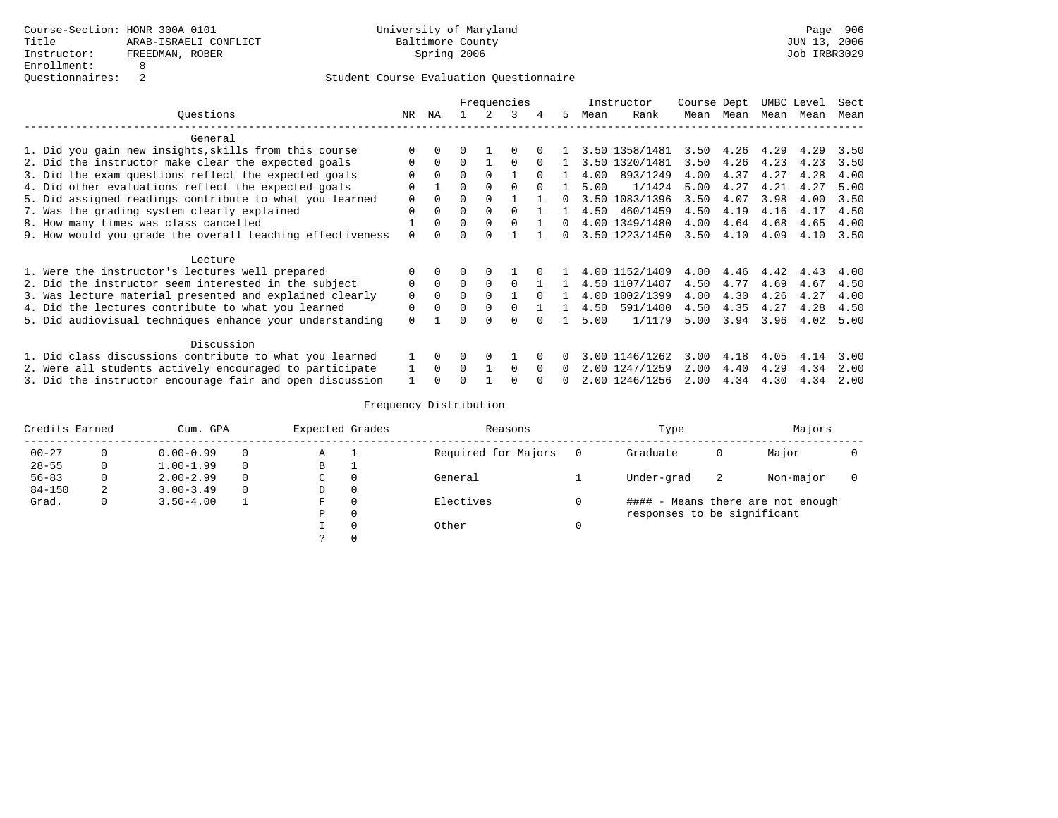Course-Section: HONR 300A 0101
Title: ARAB-ISRAELI CONFLICT
Instructor: FREEDMAN, ROBER
Enrollment: 8
Questionnaires: 2

University of Maryland
Baltimore County
Spring 2006

Page 906
JUN 13, 2006
Job IRBR3029

Student Course Evaluation Questionnaire

| Questions | NR | NA | 1 | 2 | 3 | 4 | 5 | Instructor Mean | Instructor Rank | Course Mean | Dept Mean | UMBC Mean | Level Mean | Sect Mean |
|---|---|---|---|---|---|---|---|---|---|---|---|---|---|---|
| **General** | | | | | | | | | | | | | | |
| 1. Did you gain new insights,skills from this course | 0 | 0 | 0 | 1 | 0 | 0 | 1 | 3.50 | 1358/1481 | 3.50 | 4.26 | 4.29 | 4.29 | 3.50 |
| 2. Did the instructor make clear the expected goals | 0 | 0 | 0 | 1 | 0 | 0 | 1 | 3.50 | 1320/1481 | 3.50 | 4.26 | 4.23 | 4.23 | 3.50 |
| 3. Did the exam questions reflect the expected goals | 0 | 0 | 0 | 0 | 1 | 0 | 1 | 4.00 | 893/1249 | 4.00 | 4.37 | 4.27 | 4.28 | 4.00 |
| 4. Did other evaluations reflect the expected goals | 0 | 1 | 0 | 0 | 0 | 0 | 1 | 5.00 | 1/1424 | 5.00 | 4.27 | 4.21 | 4.27 | 5.00 |
| 5. Did assigned readings contribute to what you learned | 0 | 0 | 0 | 0 | 1 | 1 | 0 | 3.50 | 1083/1396 | 3.50 | 4.07 | 3.98 | 4.00 | 3.50 |
| 7. Was the grading system clearly explained | 0 | 0 | 0 | 0 | 0 | 1 | 1 | 4.50 | 460/1459 | 4.50 | 4.19 | 4.16 | 4.17 | 4.50 |
| 8. How many times was class cancelled | 1 | 0 | 0 | 0 | 0 | 1 | 0 | 4.00 | 1349/1480 | 4.00 | 4.64 | 4.68 | 4.65 | 4.00 |
| 9. How would you grade the overall teaching effectiveness | 0 | 0 | 0 | 0 | 1 | 1 | 0 | 3.50 | 1223/1450 | 3.50 | 4.10 | 4.09 | 4.10 | 3.50 |
| **Lecture** | | | | | | | | | | | | | | |
| 1. Were the instructor's lectures well prepared | 0 | 0 | 0 | 0 | 1 | 0 | 1 | 4.00 | 1152/1409 | 4.00 | 4.46 | 4.42 | 4.43 | 4.00 |
| 2. Did the instructor seem interested in the subject | 0 | 0 | 0 | 0 | 0 | 1 | 1 | 4.50 | 1107/1407 | 4.50 | 4.77 | 4.69 | 4.67 | 4.50 |
| 3. Was lecture material presented and explained clearly | 0 | 0 | 0 | 0 | 1 | 0 | 1 | 4.00 | 1002/1399 | 4.00 | 4.30 | 4.26 | 4.27 | 4.00 |
| 4. Did the lectures contribute to what you learned | 0 | 0 | 0 | 0 | 0 | 1 | 1 | 4.50 | 591/1400 | 4.50 | 4.35 | 4.27 | 4.28 | 4.50 |
| 5. Did audiovisual techniques enhance your understanding | 0 | 1 | 0 | 0 | 0 | 0 | 1 | 5.00 | 1/1179 | 5.00 | 3.94 | 3.96 | 4.02 | 5.00 |
| **Discussion** | | | | | | | | | | | | | | |
| 1. Did class discussions contribute to what you learned | 1 | 0 | 0 | 0 | 1 | 0 | 0 | 3.00 | 1146/1262 | 3.00 | 4.18 | 4.05 | 4.14 | 3.00 |
| 2. Were all students actively encouraged to participate | 1 | 0 | 0 | 1 | 0 | 0 | 0 | 2.00 | 1247/1259 | 2.00 | 4.40 | 4.29 | 4.34 | 2.00 |
| 3. Did the instructor encourage fair and open discussion | 1 | 0 | 0 | 1 | 0 | 0 | 0 | 2.00 | 1246/1256 | 2.00 | 4.34 | 4.30 | 4.34 | 2.00 |

Frequency Distribution

| Credits Earned | | Cum. GPA | | Expected Grades | | Reasons | | Type | | Majors | |
|---|---|---|---|---|---|---|---|---|---|---|---|
| 00-27 | 0 | 0.00-0.99 | 0 | A | 1 | Required for Majors | 0 | Graduate | 0 | Major | 0 |
| 28-55 | 0 | 1.00-1.99 | 0 | B | 1 | | | | | | |
| 56-83 | 0 | 2.00-2.99 | 0 | C | 0 | General | 1 | Under-grad | 2 | Non-major | 0 |
| 84-150 | 2 | 3.00-3.49 | 0 | D | 0 | | | | | | |
| Grad. | 0 | 3.50-4.00 | 1 | F | 0 | Electives | 0 | | | | |
| | | | | P | 0 | | | | | | |
| | | | | I | 0 | Other | 0 | | | | |
| | | | | ? | 0 | | | | | | |

#### - Means there are not enough responses to be significant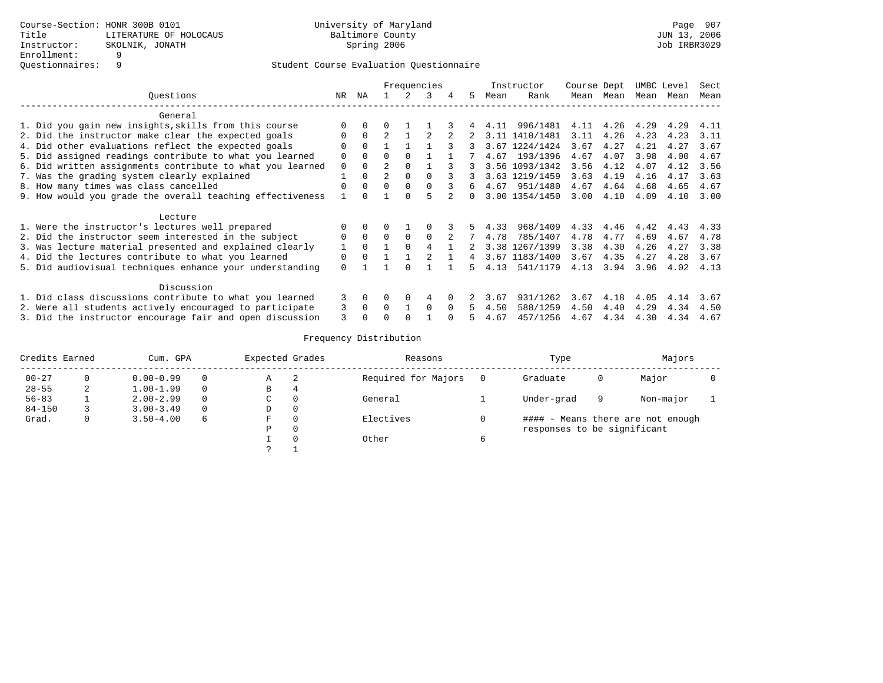Course-Section: HONR 300B 0101
Title: LITERATURE OF HOLOCAUS
Instructor: SKOLNIK, JONATH
Enrollment: 9
Questionnaires: 9

University of Maryland
Baltimore County
Spring 2006

JUN 13, 2006
Job IRBR3029

## Student Course Evaluation Questionnaire

| Questions | NR | NA | 1 | 2 | 3 | 4 | 5 | Instructor Mean | Instructor Rank | Course Mean | Dept Mean | UMBC Mean | Level Mean | Sect Mean |
|---|---|---|---|---|---|---|---|---|---|---|---|---|---|---|
| **General** | | | | | | | | | | | | | | |
| 1. Did you gain new insights,skills from this course | 0 | 0 | 0 | 1 | 1 | 3 | 4 | 4.11 | 996/1481 | 4.11 | 4.26 | 4.29 | 4.29 | 4.11 |
| 2. Did the instructor make clear the expected goals | 0 | 0 | 2 | 1 | 2 | 2 | 2 | 3.11 | 1410/1481 | 3.11 | 4.26 | 4.23 | 4.23 | 3.11 |
| 4. Did other evaluations reflect the expected goals | 0 | 0 | 1 | 1 | 1 | 3 | 3 | 3.67 | 1224/1424 | 3.67 | 4.27 | 4.21 | 4.27 | 3.67 |
| 5. Did assigned readings contribute to what you learned | 0 | 0 | 0 | 0 | 1 | 1 | 7 | 4.67 | 193/1396 | 4.67 | 4.07 | 3.98 | 4.00 | 4.67 |
| 6. Did written assignments contribute to what you learned | 0 | 0 | 2 | 0 | 1 | 3 | 3 | 3.56 | 1093/1342 | 3.56 | 4.12 | 4.07 | 4.12 | 3.56 |
| 7. Was the grading system clearly explained | 1 | 0 | 2 | 0 | 0 | 3 | 3 | 3.63 | 1219/1459 | 3.63 | 4.19 | 4.16 | 4.17 | 3.63 |
| 8. How many times was class cancelled | 0 | 0 | 0 | 0 | 0 | 3 | 6 | 4.67 | 951/1480 | 4.67 | 4.64 | 4.68 | 4.65 | 4.67 |
| 9. How would you grade the overall teaching effectiveness | 1 | 0 | 1 | 0 | 5 | 2 | 0 | 3.00 | 1354/1450 | 3.00 | 4.10 | 4.09 | 4.10 | 3.00 |
| **Lecture** | | | | | | | | | | | | | | |
| 1. Were the instructor's lectures well prepared | 0 | 0 | 0 | 1 | 0 | 3 | 5 | 4.33 | 968/1409 | 4.33 | 4.46 | 4.42 | 4.43 | 4.33 |
| 2. Did the instructor seem interested in the subject | 0 | 0 | 0 | 0 | 0 | 2 | 7 | 4.78 | 785/1407 | 4.78 | 4.77 | 4.69 | 4.67 | 4.78 |
| 3. Was lecture material presented and explained clearly | 1 | 0 | 1 | 0 | 4 | 1 | 2 | 3.38 | 1267/1399 | 3.38 | 4.30 | 4.26 | 4.27 | 3.38 |
| 4. Did the lectures contribute to what you learned | 0 | 0 | 1 | 1 | 2 | 1 | 4 | 3.67 | 1183/1400 | 3.67 | 4.35 | 4.27 | 4.28 | 3.67 |
| 5. Did audiovisual techniques enhance your understanding | 0 | 1 | 1 | 0 | 1 | 1 | 5 | 4.13 | 541/1179 | 4.13 | 3.94 | 3.96 | 4.02 | 4.13 |
| **Discussion** | | | | | | | | | | | | | | |
| 1. Did class discussions contribute to what you learned | 3 | 0 | 0 | 0 | 4 | 0 | 2 | 3.67 | 931/1262 | 3.67 | 4.18 | 4.05 | 4.14 | 3.67 |
| 2. Were all students actively encouraged to participate | 3 | 0 | 0 | 1 | 0 | 0 | 5 | 4.50 | 588/1259 | 4.50 | 4.40 | 4.29 | 4.34 | 4.50 |
| 3. Did the instructor encourage fair and open discussion | 3 | 0 | 0 | 0 | 1 | 0 | 5 | 4.67 | 457/1256 | 4.67 | 4.34 | 4.30 | 4.34 | 4.67 |

## Frequency Distribution

| Credits Earned | | Cum. GPA | | Expected Grades | | Reasons | | Type | | Majors | |
|---|---|---|---|---|---|---|---|---|---|---|---|
| 00-27 | 0 | 0.00-0.99 | 0 | A | 2 | Required for Majors | 0 | Graduate | 0 | Major | 0 |
| 28-55 | 2 | 1.00-1.99 | 0 | B | 4 | | | | | | |
| 56-83 | 1 | 2.00-2.99 | 0 | C | 0 | General | 1 | Under-grad | 9 | Non-major | 1 |
| 84-150 | 3 | 3.00-3.49 | 0 | D | 0 | | | | | | |
| Grad. | 0 | 3.50-4.00 | 6 | F | 0 | Electives | 0 | | | | |
| | | | | P | 0 | | | | | | |
| | | | | I | 0 | Other | 6 | | | | |
| | | | | ? | 1 | | | | | | |

#### - Means there are not enough responses to be significant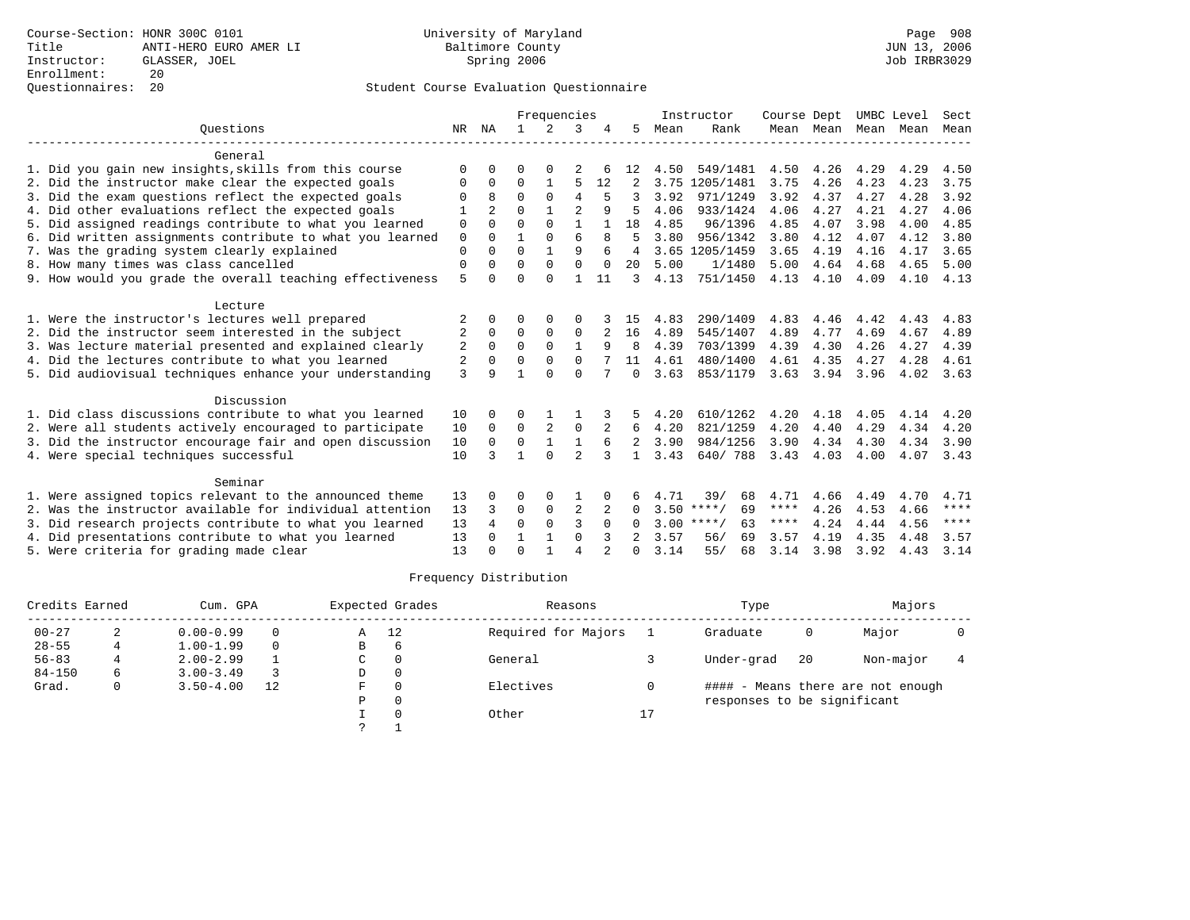Course-Section: HONR 300C 0101
Title: ANTI-HERO EURO AMER LI
Instructor: GLASSER, JOEL
Enrollment: 20
Questionnaires: 20

University of Maryland
Baltimore County
Spring 2006

JUN 13, 2006
Job IRBR3029

## Student Course Evaluation Questionnaire

| Questions | NR | NA | 1 | 2 | 3 | 4 | 5 | Instructor Mean | Instructor Rank | Course Mean | Dept Mean | UMBC Mean | Level Mean | Sect Mean |
|---|---|---|---|---|---|---|---|---|---|---|---|---|---|---|
| **General** | | | | | | | | | | | | | | |
| 1. Did you gain new insights,skills from this course | 0 | 0 | 0 | 0 | 2 | 6 | 12 | 4.50 | 549/1481 | 4.50 | 4.26 | 4.29 | 4.29 | 4.50 |
| 2. Did the instructor make clear the expected goals | 0 | 0 | 0 | 1 | 5 | 12 | 2 | 3.75 | 1205/1481 | 3.75 | 4.26 | 4.23 | 4.23 | 3.75 |
| 3. Did the exam questions reflect the expected goals | 0 | 8 | 0 | 0 | 4 | 5 | 3 | 3.92 | 971/1249 | 3.92 | 4.37 | 4.27 | 4.28 | 3.92 |
| 4. Did other evaluations reflect the expected goals | 1 | 2 | 0 | 1 | 2 | 9 | 5 | 4.06 | 933/1424 | 4.06 | 4.27 | 4.21 | 4.27 | 4.06 |
| 5. Did assigned readings contribute to what you learned | 0 | 0 | 0 | 0 | 1 | 1 | 18 | 4.85 | 96/1396 | 4.85 | 4.07 | 3.98 | 4.00 | 4.85 |
| 6. Did written assignments contribute to what you learned | 0 | 0 | 1 | 0 | 6 | 8 | 5 | 3.80 | 956/1342 | 3.80 | 4.12 | 4.07 | 4.12 | 3.80 |
| 7. Was the grading system clearly explained | 0 | 0 | 0 | 1 | 9 | 6 | 4 | 3.65 | 1205/1459 | 3.65 | 4.19 | 4.16 | 4.17 | 3.65 |
| 8. How many times was class cancelled | 0 | 0 | 0 | 0 | 0 | 0 | 20 | 5.00 | 1/1480 | 5.00 | 4.64 | 4.68 | 4.65 | 5.00 |
| 9. How would you grade the overall teaching effectiveness | 5 | 0 | 0 | 0 | 1 | 11 | 3 | 4.13 | 751/1450 | 4.13 | 4.10 | 4.09 | 4.10 | 4.13 |
| **Lecture** | | | | | | | | | | | | | | |
| 1. Were the instructor's lectures well prepared | 2 | 0 | 0 | 0 | 0 | 3 | 15 | 4.83 | 290/1409 | 4.83 | 4.46 | 4.42 | 4.43 | 4.83 |
| 2. Did the instructor seem interested in the subject | 2 | 0 | 0 | 0 | 0 | 2 | 16 | 4.89 | 545/1407 | 4.89 | 4.77 | 4.69 | 4.67 | 4.89 |
| 3. Was lecture material presented and explained clearly | 2 | 0 | 0 | 0 | 1 | 9 | 8 | 4.39 | 703/1399 | 4.39 | 4.30 | 4.26 | 4.27 | 4.39 |
| 4. Did the lectures contribute to what you learned | 2 | 0 | 0 | 0 | 0 | 7 | 11 | 4.61 | 480/1400 | 4.61 | 4.35 | 4.27 | 4.28 | 4.61 |
| 5. Did audiovisual techniques enhance your understanding | 3 | 9 | 1 | 0 | 0 | 7 | 0 | 3.63 | 853/1179 | 3.63 | 3.94 | 3.96 | 4.02 | 3.63 |
| **Discussion** | | | | | | | | | | | | | | |
| 1. Did class discussions contribute to what you learned | 10 | 0 | 0 | 1 | 1 | 3 | 5 | 4.20 | 610/1262 | 4.20 | 4.18 | 4.05 | 4.14 | 4.20 |
| 2. Were all students actively encouraged to participate | 10 | 0 | 0 | 2 | 0 | 2 | 6 | 4.20 | 821/1259 | 4.20 | 4.40 | 4.29 | 4.34 | 4.20 |
| 3. Did the instructor encourage fair and open discussion | 10 | 0 | 0 | 1 | 1 | 6 | 2 | 3.90 | 984/1256 | 3.90 | 4.34 | 4.30 | 4.34 | 3.90 |
| 4. Were special techniques successful | 10 | 3 | 1 | 0 | 2 | 3 | 1 | 3.43 | 640/ 788 | 3.43 | 4.03 | 4.00 | 4.07 | 3.43 |
| **Seminar** | | | | | | | | | | | | | | |
| 1. Were assigned topics relevant to the announced theme | 13 | 0 | 0 | 0 | 1 | 0 | 6 | 4.71 | 39/ 68 | 4.71 | 4.66 | 4.49 | 4.70 | 4.71 |
| 2. Was the instructor available for individual attention | 13 | 3 | 0 | 0 | 2 | 2 | 0 | 3.50 | ****/ 69 | **** | 4.26 | 4.53 | 4.66 | **** |
| 3. Did research projects contribute to what you learned | 13 | 4 | 0 | 0 | 3 | 0 | 0 | 3.00 | ****/ 63 | **** | 4.24 | 4.44 | 4.56 | **** |
| 4. Did presentations contribute to what you learned | 13 | 0 | 1 | 1 | 0 | 3 | 2 | 3.57 | 56/ 69 | 3.57 | 4.19 | 4.35 | 4.48 | 3.57 |
| 5. Were criteria for grading made clear | 13 | 0 | 0 | 1 | 4 | 2 | 0 | 3.14 | 55/ 68 | 3.14 | 3.98 | 3.92 | 4.43 | 3.14 |

### Frequency Distribution

| Credits Earned | | Cum. GPA | | Expected Grades | | Reasons | | Type | | Majors | |
|---|---|---|---|---|---|---|---|---|---|---|---|
| 00-27 | 2 | 0.00-0.99 | 0 | A | 12 | Required for Majors | 1 | Graduate | 0 | Major | 0 |
| 28-55 | 4 | 1.00-1.99 | 0 | B | 6 | | | | | | |
| 56-83 | 4 | 2.00-2.99 | 1 | C | 0 | General | 3 | Under-grad | 20 | Non-major | 4 |
| 84-150 | 6 | 3.00-3.49 | 3 | D | 0 | | | | | | |
| Grad. | 0 | 3.50-4.00 | 12 | F | 0 | Electives | 0 | #### - Means there are not enough responses to be significant | | | |
| | | | | P | 0 | | | | | | |
| | | | | I | 0 | Other | 17 | | | | |
| | | | | ? | 1 | | | | | | |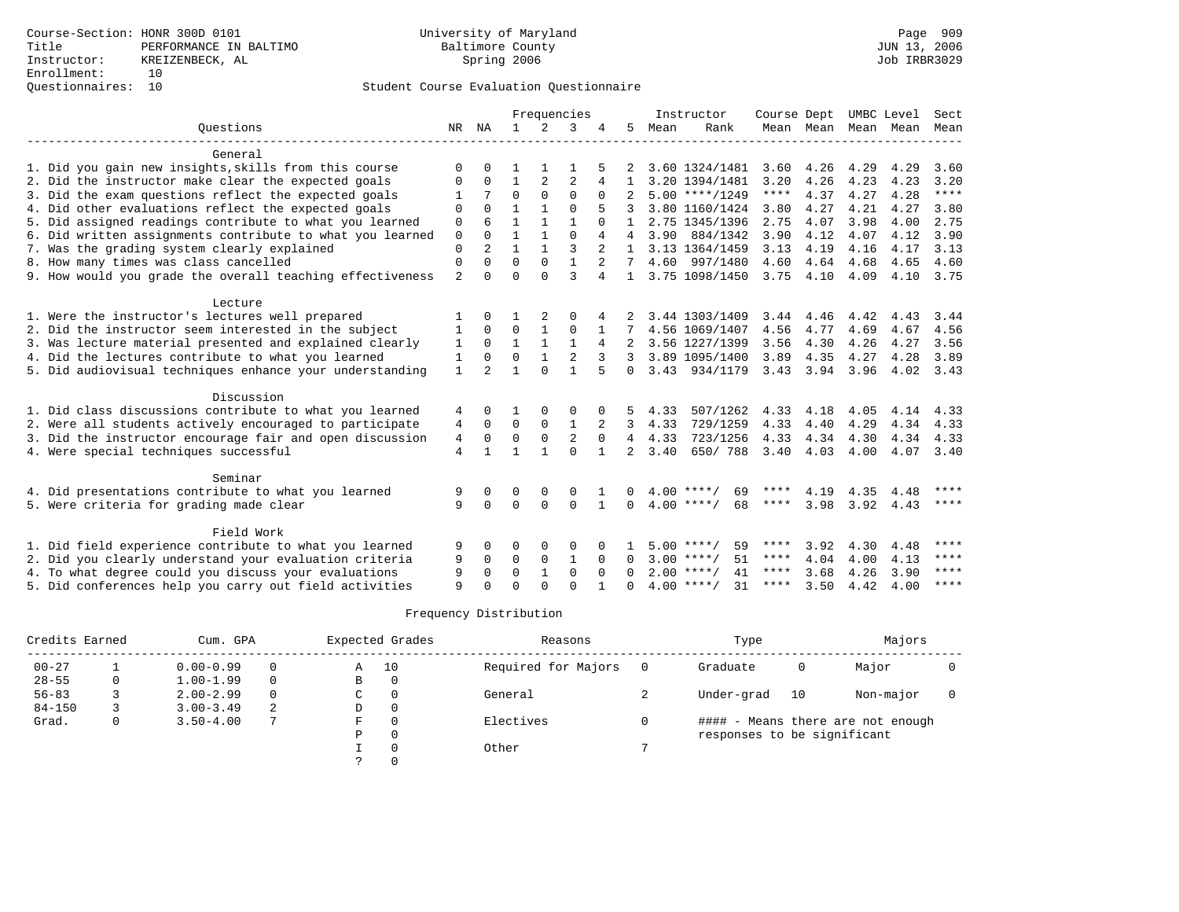Course-Section: HONR 300D 0101
Title: PERFORMANCE IN BALTIMO
Instructor: KREIZENBECK, AL
Enrollment: 10
Questionnaires: 10

University of Maryland
Baltimore County
Spring 2006

Page 909
JUN 13, 2006
Job IRBR3029

## Student Course Evaluation Questionnaire

| Questions | NR | NA | 1 | 2 | 3 | 4 | 5 | Instructor Mean | Instructor Rank | Course Mean | Dept Mean | UMBC Mean | Level Mean | Sect Mean |
|---|---|---|---|---|---|---|---|---|---|---|---|---|---|---|
| **General** | | | | | | | | | | | | | | |
| 1. Did you gain new insights,skills from this course | 0 | 0 | 1 | 1 | 1 | 5 | 2 | 3.60 | 1324/1481 | 3.60 | 4.26 | 4.29 | 4.29 | 3.60 |
| 2. Did the instructor make clear the expected goals | 0 | 0 | 1 | 2 | 2 | 4 | 1 | 3.20 | 1394/1481 | 3.20 | 4.26 | 4.23 | 4.23 | 3.20 |
| 3. Did the exam questions reflect the expected goals | 1 | 7 | 0 | 0 | 0 | 0 | 2 | 5.00 | ****/1249 | **** | 4.37 | 4.27 | 4.28 | **** |
| 4. Did other evaluations reflect the expected goals | 0 | 0 | 1 | 1 | 0 | 5 | 3 | 3.80 | 1160/1424 | 3.80 | 4.27 | 4.21 | 4.27 | 3.80 |
| 5. Did assigned readings contribute to what you learned | 0 | 6 | 1 | 1 | 1 | 0 | 1 | 2.75 | 1345/1396 | 2.75 | 4.07 | 3.98 | 4.00 | 2.75 |
| 6. Did written assignments contribute to what you learned | 0 | 0 | 1 | 1 | 0 | 4 | 4 | 3.90 | 884/1342 | 3.90 | 4.12 | 4.07 | 4.12 | 3.90 |
| 7. Was the grading system clearly explained | 0 | 2 | 1 | 1 | 3 | 2 | 1 | 3.13 | 1364/1459 | 3.13 | 4.19 | 4.16 | 4.17 | 3.13 |
| 8. How many times was class cancelled | 0 | 0 | 0 | 0 | 1 | 2 | 7 | 4.60 | 997/1480 | 4.60 | 4.64 | 4.68 | 4.65 | 4.60 |
| 9. How would you grade the overall teaching effectiveness | 2 | 0 | 0 | 0 | 3 | 4 | 1 | 3.75 | 1098/1450 | 3.75 | 4.10 | 4.09 | 4.10 | 3.75 |
| **Lecture** | | | | | | | | | | | | | | |
| 1. Were the instructor's lectures well prepared | 1 | 0 | 1 | 2 | 0 | 4 | 2 | 3.44 | 1303/1409 | 3.44 | 4.46 | 4.42 | 4.43 | 3.44 |
| 2. Did the instructor seem interested in the subject | 1 | 0 | 0 | 1 | 0 | 1 | 7 | 4.56 | 1069/1407 | 4.56 | 4.77 | 4.69 | 4.67 | 4.56 |
| 3. Was lecture material presented and explained clearly | 1 | 0 | 1 | 1 | 1 | 4 | 2 | 3.56 | 1227/1399 | 3.56 | 4.30 | 4.26 | 4.27 | 3.56 |
| 4. Did the lectures contribute to what you learned | 1 | 0 | 0 | 1 | 2 | 3 | 3 | 3.89 | 1095/1400 | 3.89 | 4.35 | 4.27 | 4.28 | 3.89 |
| 5. Did audiovisual techniques enhance your understanding | 1 | 2 | 1 | 0 | 1 | 5 | 0 | 3.43 | 934/1179 | 3.43 | 3.94 | 3.96 | 4.02 | 3.43 |
| **Discussion** | | | | | | | | | | | | | | |
| 1. Did class discussions contribute to what you learned | 4 | 0 | 1 | 0 | 0 | 0 | 5 | 4.33 | 507/1262 | 4.33 | 4.18 | 4.05 | 4.14 | 4.33 |
| 2. Were all students actively encouraged to participate | 4 | 0 | 0 | 0 | 1 | 2 | 3 | 4.33 | 729/1259 | 4.33 | 4.40 | 4.29 | 4.34 | 4.33 |
| 3. Did the instructor encourage fair and open discussion | 4 | 0 | 0 | 0 | 2 | 0 | 4 | 4.33 | 723/1256 | 4.33 | 4.34 | 4.30 | 4.34 | 4.33 |
| 4. Were special techniques successful | 4 | 1 | 1 | 1 | 0 | 1 | 2 | 3.40 | 650/ 788 | 3.40 | 4.03 | 4.00 | 4.07 | 3.40 |
| **Seminar** | | | | | | | | | | | | | | |
| 4. Did presentations contribute to what you learned | 9 | 0 | 0 | 0 | 0 | 1 | 0 | 4.00 | ****/ 69 | **** | 4.19 | 4.35 | 4.48 | **** |
| 5. Were criteria for grading made clear | 9 | 0 | 0 | 0 | 0 | 1 | 0 | 4.00 | ****/ 68 | **** | 3.98 | 3.92 | 4.43 | **** |
| **Field Work** | | | | | | | | | | | | | | |
| 1. Did field experience contribute to what you learned | 9 | 0 | 0 | 0 | 0 | 0 | 1 | 5.00 | ****/ 59 | **** | 3.92 | 4.30 | 4.48 | **** |
| 2. Did you clearly understand your evaluation criteria | 9 | 0 | 0 | 0 | 1 | 0 | 0 | 3.00 | ****/ 51 | **** | 4.04 | 4.00 | 4.13 | **** |
| 4. To what degree could you discuss your evaluations | 9 | 0 | 0 | 1 | 0 | 0 | 0 | 2.00 | ****/ 41 | **** | 3.68 | 4.26 | 3.90 | **** |
| 5. Did conferences help you carry out field activities | 9 | 0 | 0 | 0 | 0 | 1 | 0 | 4.00 | ****/ 31 | **** | 3.50 | 4.42 | 4.00 | **** |

## Frequency Distribution

| Credits Earned | | Cum. GPA | | Expected Grades | | Reasons | | Type | | Majors | |
|---|---|---|---|---|---|---|---|---|---|---|---|
| 00-27 | 1 | 0.00-0.99 | 0 | A | 10 | Required for Majors | 0 | Graduate | 0 | Major | 0 |
| 28-55 | 0 | 1.00-1.99 | 0 | B | 0 | | | | | | |
| 56-83 | 3 | 2.00-2.99 | 0 | C | 0 | General | 2 | Under-grad | 10 | Non-major | 0 |
| 84-150 | 3 | 3.00-3.49 | 2 | D | 0 | | | | | | |
| Grad. | 0 | 3.50-4.00 | 7 | F | 0 | Electives | 0 | #### - Means there are not enough responses to be significant | | | |
| | | | | P | 0 | | | | | | |
| | | | | I | 0 | Other | 7 | | | | |
| | | | | ? | 0 | | | | | | |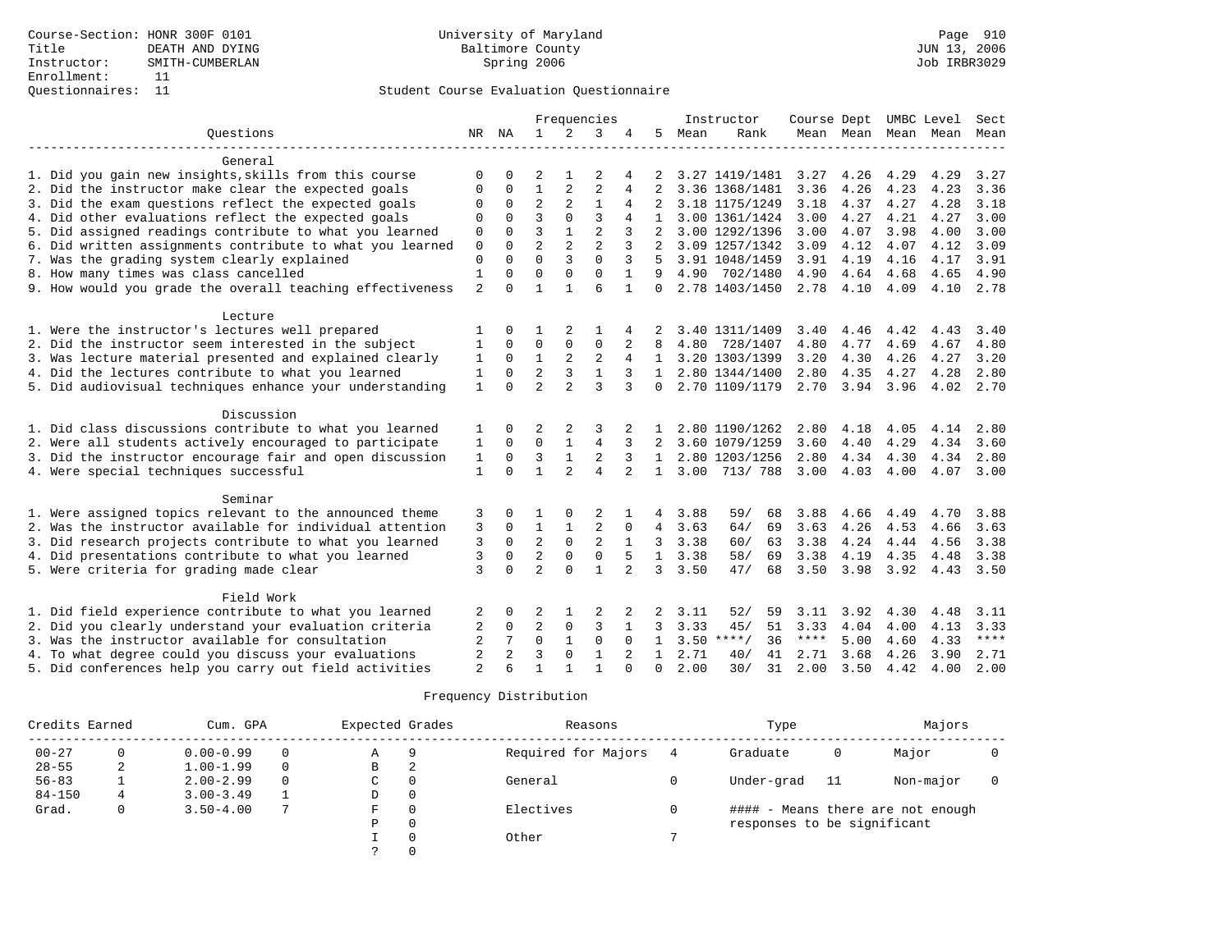Course-Section: HONR 300F 0101
Title: DEATH AND DYING
Instructor: SMITH-CUMBERLAN
Enrollment: 11
Questionnaires: 11

University of Maryland
Baltimore County
Spring 2006

Student Course Evaluation Questionnaire

| Questions | NR | NA | 1 | 2 | 3 | 4 | 5 | Instructor Mean | Instructor Rank | Course Mean | Dept Mean | UMBC Mean | Level Mean | Sect Mean |
|---|---|---|---|---|---|---|---|---|---|---|---|---|---|---|
| **General** | | | | | | | | | | | | | | |
| 1. Did you gain new insights,skills from this course | 0 | 0 | 2 | 1 | 2 | 4 | 2 | 3.27 | 1419/1481 | 3.27 | 4.26 | 4.29 | 4.29 | 3.27 |
| 2. Did the instructor make clear the expected goals | 0 | 0 | 1 | 2 | 2 | 4 | 2 | 3.36 | 1368/1481 | 3.36 | 4.26 | 4.23 | 4.23 | 3.36 |
| 3. Did the exam questions reflect the expected goals | 0 | 0 | 2 | 2 | 1 | 4 | 2 | 3.18 | 1175/1249 | 3.18 | 4.37 | 4.27 | 4.28 | 3.18 |
| 4. Did other evaluations reflect the expected goals | 0 | 0 | 3 | 0 | 3 | 4 | 1 | 3.00 | 1361/1424 | 3.00 | 4.27 | 4.21 | 4.27 | 3.00 |
| 5. Did assigned readings contribute to what you learned | 0 | 0 | 3 | 1 | 2 | 3 | 2 | 3.00 | 1292/1396 | 3.00 | 4.07 | 3.98 | 4.00 | 3.00 |
| 6. Did written assignments contribute to what you learned | 0 | 0 | 2 | 2 | 2 | 3 | 2 | 3.09 | 1257/1342 | 3.09 | 4.12 | 4.07 | 4.12 | 3.09 |
| 7. Was the grading system clearly explained | 0 | 0 | 0 | 3 | 0 | 3 | 5 | 3.91 | 1048/1459 | 3.91 | 4.19 | 4.16 | 4.17 | 3.91 |
| 8. How many times was class cancelled | 1 | 0 | 0 | 0 | 0 | 1 | 9 | 4.90 | 702/1480 | 4.90 | 4.64 | 4.68 | 4.65 | 4.90 |
| 9. How would you grade the overall teaching effectiveness | 2 | 0 | 1 | 1 | 6 | 1 | 0 | 2.78 | 1403/1450 | 2.78 | 4.10 | 4.09 | 4.10 | 2.78 |
| **Lecture** | | | | | | | | | | | | | | |
| 1. Were the instructor's lectures well prepared | 1 | 0 | 1 | 2 | 1 | 4 | 2 | 3.40 | 1311/1409 | 3.40 | 4.46 | 4.42 | 4.43 | 3.40 |
| 2. Did the instructor seem interested in the subject | 1 | 0 | 0 | 0 | 0 | 2 | 8 | 4.80 | 728/1407 | 4.80 | 4.77 | 4.69 | 4.67 | 4.80 |
| 3. Was lecture material presented and explained clearly | 1 | 0 | 1 | 2 | 2 | 4 | 1 | 3.20 | 1303/1399 | 3.20 | 4.30 | 4.26 | 4.27 | 3.20 |
| 4. Did the lectures contribute to what you learned | 1 | 0 | 2 | 3 | 1 | 3 | 1 | 2.80 | 1344/1400 | 2.80 | 4.35 | 4.27 | 4.28 | 2.80 |
| 5. Did audiovisual techniques enhance your understanding | 1 | 0 | 2 | 2 | 3 | 3 | 0 | 2.70 | 1109/1179 | 2.70 | 3.94 | 3.96 | 4.02 | 2.70 |
| **Discussion** | | | | | | | | | | | | | | |
| 1. Did class discussions contribute to what you learned | 1 | 0 | 2 | 2 | 3 | 2 | 1 | 2.80 | 1190/1262 | 2.80 | 4.18 | 4.05 | 4.14 | 2.80 |
| 2. Were all students actively encouraged to participate | 1 | 0 | 0 | 1 | 4 | 3 | 2 | 3.60 | 1079/1259 | 3.60 | 4.40 | 4.29 | 4.34 | 3.60 |
| 3. Did the instructor encourage fair and open discussion | 1 | 0 | 3 | 1 | 2 | 3 | 1 | 2.80 | 1203/1256 | 2.80 | 4.34 | 4.30 | 4.34 | 2.80 |
| 4. Were special techniques successful | 1 | 0 | 1 | 2 | 4 | 2 | 1 | 3.00 | 713/ 788 | 3.00 | 4.03 | 4.00 | 4.07 | 3.00 |
| **Seminar** | | | | | | | | | | | | | | |
| 1. Were assigned topics relevant to the announced theme | 3 | 0 | 1 | 0 | 2 | 1 | 4 | 3.88 | 59/ 68 | 3.88 | 4.66 | 4.49 | 4.70 | 3.88 |
| 2. Was the instructor available for individual attention | 3 | 0 | 1 | 1 | 2 | 0 | 4 | 3.63 | 64/ 69 | 3.63 | 4.26 | 4.53 | 4.66 | 3.63 |
| 3. Did research projects contribute to what you learned | 3 | 0 | 2 | 0 | 2 | 1 | 3 | 3.38 | 60/ 63 | 3.38 | 4.24 | 4.44 | 4.56 | 3.38 |
| 4. Did presentations contribute to what you learned | 3 | 0 | 2 | 0 | 0 | 5 | 1 | 3.38 | 58/ 69 | 3.38 | 4.19 | 4.35 | 4.48 | 3.38 |
| 5. Were criteria for grading made clear | 3 | 0 | 2 | 0 | 1 | 2 | 3 | 3.50 | 47/ 68 | 3.50 | 3.98 | 3.92 | 4.43 | 3.50 |
| **Field Work** | | | | | | | | | | | | | | |
| 1. Did field experience contribute to what you learned | 2 | 0 | 2 | 1 | 2 | 2 | 2 | 3.11 | 52/ 59 | 3.11 | 3.92 | 4.30 | 4.48 | 3.11 |
| 2. Did you clearly understand your evaluation criteria | 2 | 0 | 2 | 0 | 3 | 1 | 3 | 3.33 | 45/ 51 | 3.33 | 4.04 | 4.00 | 4.13 | 3.33 |
| 3. Was the instructor available for consultation | 2 | 7 | 0 | 1 | 0 | 0 | 1 | 3.50 | ****/ 36 | **** | 5.00 | 4.60 | 4.33 | **** |
| 4. To what degree could you discuss your evaluations | 2 | 2 | 3 | 0 | 1 | 2 | 1 | 2.71 | 40/ 41 | 2.71 | 3.68 | 4.26 | 3.90 | 2.71 |
| 5. Did conferences help you carry out field activities | 2 | 6 | 1 | 1 | 1 | 0 | 0 | 2.00 | 30/ 31 | 2.00 | 3.50 | 4.42 | 4.00 | 2.00 |

## Frequency Distribution

| Credits Earned | | Cum. GPA | | Expected Grades | | Reasons | | Type | | Majors | |
|---|---|---|---|---|---|---|---|---|---|---|---|
| 00-27 | 0 | 0.00-0.99 | 0 | A | 9 | Required for Majors | 4 | Graduate | 0 | Major | 0 |
| 28-55 | 2 | 1.00-1.99 | 0 | B | 2 | | | | | | |
| 56-83 | 1 | 2.00-2.99 | 0 | C | 0 | General | 0 | Under-grad | 11 | Non-major | 0 |
| 84-150 | 4 | 3.00-3.49 | 1 | D | 0 | | | | | | |
| Grad. | 0 | 3.50-4.00 | 7 | F | 0 | Electives | 0 | | | | |
| | | | | P | 0 | | | | | | |
| | | | | I | 0 | Other | 7 | | | | |
| | | | | ? | 0 | | | | | | |

#### - Means there are not enough responses to be significant